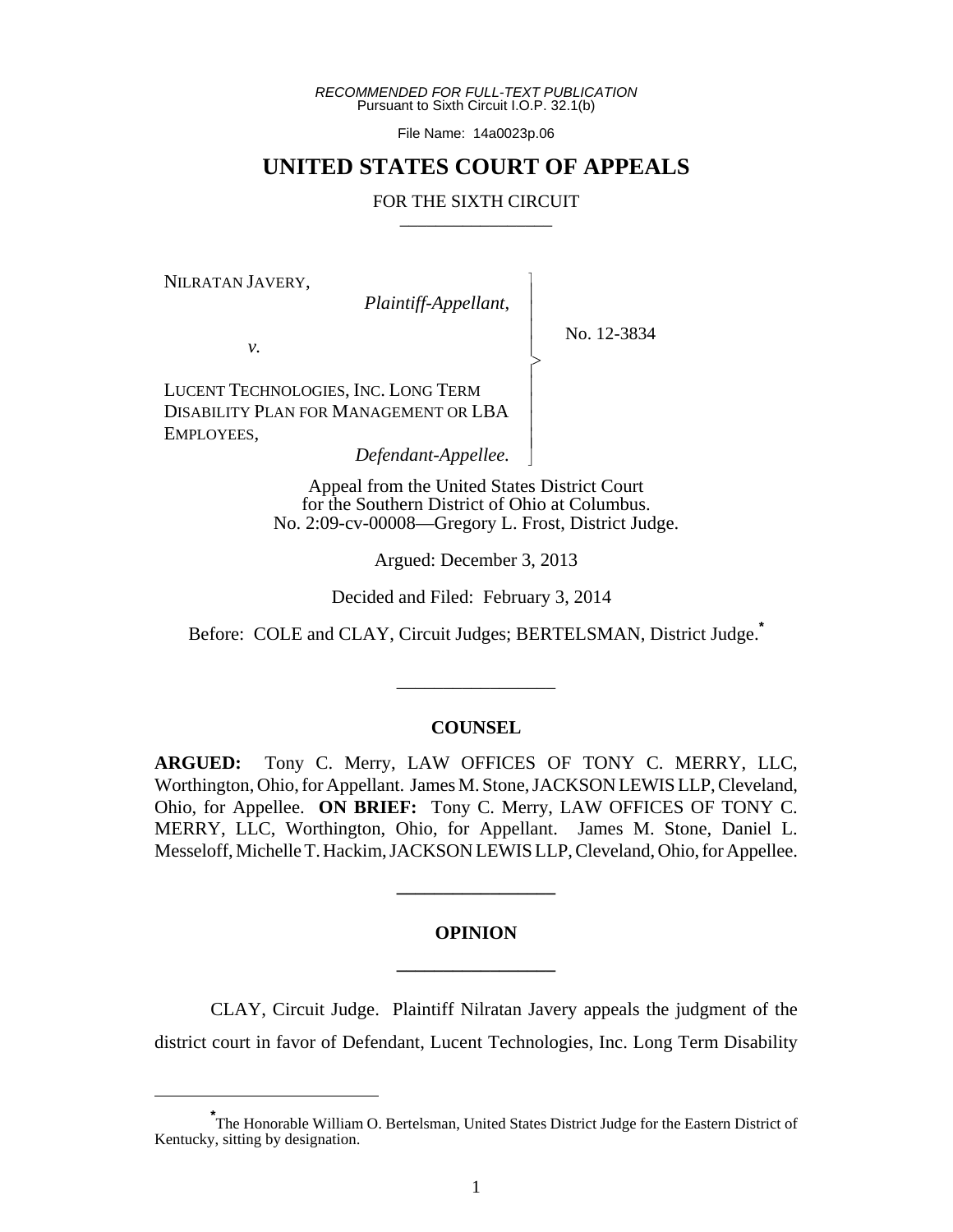*RECOMMENDED FOR FULL-TEXT PUBLICATION*
Pursuant to Sixth Circuit I.O.P. 32.1(b)

File Name: 14a0023p.06

# UNITED STATES COURT OF APPEALS

FOR THE SIXTH CIRCUIT

---

NILRATAN JAVERY,
*Plaintiff-Appellant*,

*v.*

LUCENT TECHNOLOGIES, INC. LONG TERM DISABILITY PLAN FOR MANAGEMENT OR LBA EMPLOYEES,
*Defendant-Appellee.*

No. 12-3834

Appeal from the United States District Court
for the Southern District of Ohio at Columbus.
No. 2:09-cv-00008—Gregory L. Frost, District Judge.

Argued: December 3, 2013

Decided and Filed: February 3, 2014

Before: COLE and CLAY, Circuit Judges; BERTELSMAN, District Judge.*

---

## COUNSEL

**ARGUED:** Tony C. Merry, LAW OFFICES OF TONY C. MERRY, LLC, Worthington, Ohio, for Appellant. James M. Stone, JACKSON LEWIS LLP, Cleveland, Ohio, for Appellee. **ON BRIEF:** Tony C. Merry, LAW OFFICES OF TONY C. MERRY, LLC, Worthington, Ohio, for Appellant. James M. Stone, Daniel L. Messeloff, Michelle T. Hackim, JACKSON LEWIS LLP, Cleveland, Ohio, for Appellee.

---

## OPINION

---

CLAY, Circuit Judge. Plaintiff Nilratan Javery appeals the judgment of the district court in favor of Defendant, Lucent Technologies, Inc. Long Term Disability

---

*The Honorable William O. Bertelsman, United States District Judge for the Eastern District of Kentucky, sitting by designation.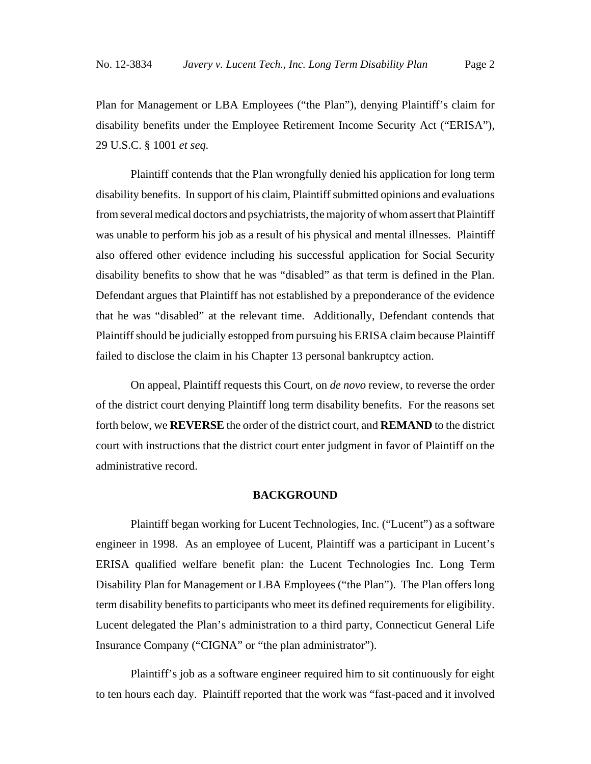Plan for Management or LBA Employees ("the Plan"), denying Plaintiff's claim for disability benefits under the Employee Retirement Income Security Act ("ERISA"), 29 U.S.C. § 1001 *et seq.*

Plaintiff contends that the Plan wrongfully denied his application for long term disability benefits. In support of his claim, Plaintiff submitted opinions and evaluations from several medical doctors and psychiatrists, the majority of whom assert that Plaintiff was unable to perform his job as a result of his physical and mental illnesses. Plaintiff also offered other evidence including his successful application for Social Security disability benefits to show that he was "disabled" as that term is defined in the Plan. Defendant argues that Plaintiff has not established by a preponderance of the evidence that he was "disabled" at the relevant time. Additionally, Defendant contends that Plaintiff should be judicially estopped from pursuing his ERISA claim because Plaintiff failed to disclose the claim in his Chapter 13 personal bankruptcy action.

On appeal, Plaintiff requests this Court, on *de novo* review, to reverse the order of the district court denying Plaintiff long term disability benefits. For the reasons set forth below, we **REVERSE** the order of the district court, and **REMAND** to the district court with instructions that the district court enter judgment in favor of Plaintiff on the administrative record.

## BACKGROUND

Plaintiff began working for Lucent Technologies, Inc. ("Lucent") as a software engineer in 1998. As an employee of Lucent, Plaintiff was a participant in Lucent's ERISA qualified welfare benefit plan: the Lucent Technologies Inc. Long Term Disability Plan for Management or LBA Employees ("the Plan"). The Plan offers long term disability benefits to participants who meet its defined requirements for eligibility. Lucent delegated the Plan's administration to a third party, Connecticut General Life Insurance Company ("CIGNA" or "the plan administrator").

Plaintiff's job as a software engineer required him to sit continuously for eight to ten hours each day. Plaintiff reported that the work was "fast-paced and it involved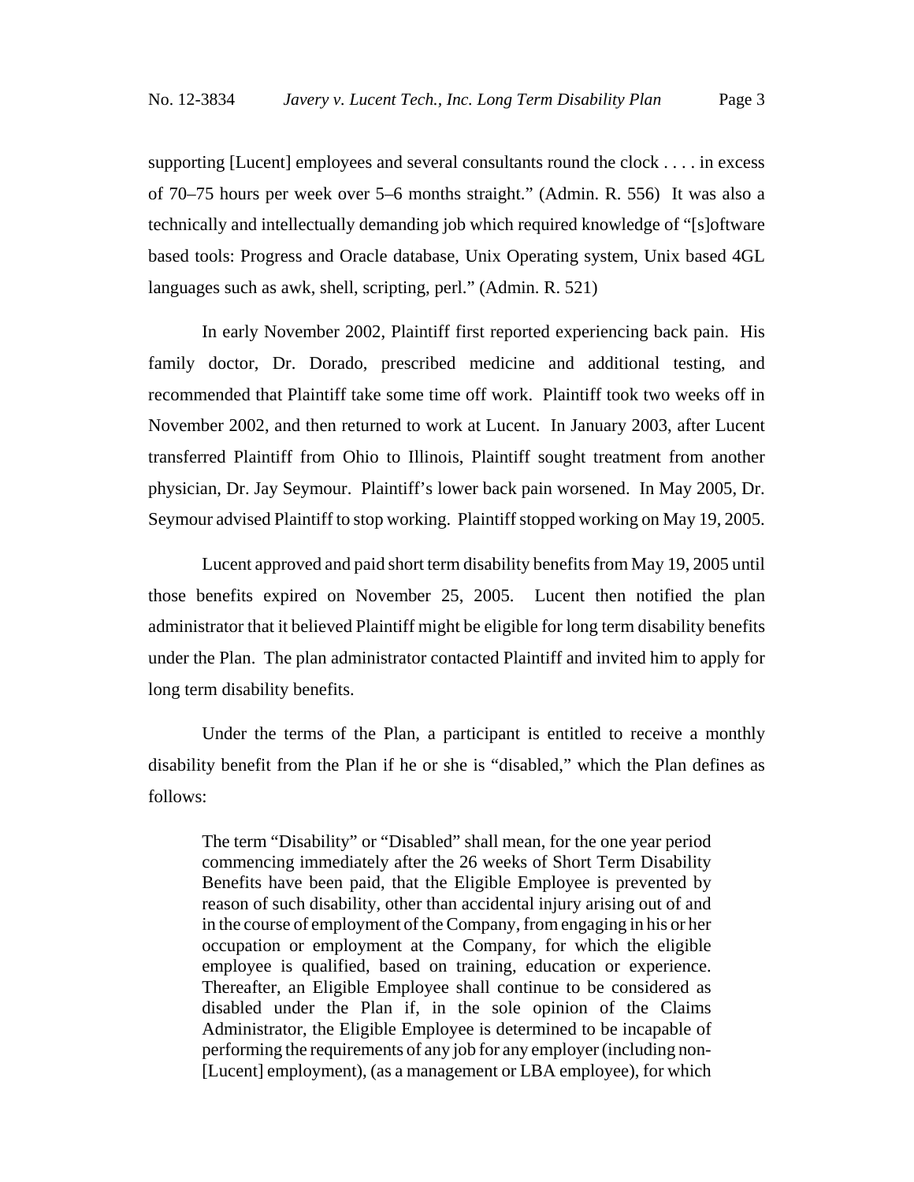supporting [Lucent] employees and several consultants round the clock . . . . in excess of 70–75 hours per week over 5–6 months straight." (Admin. R. 556) It was also a technically and intellectually demanding job which required knowledge of "[s]oftware based tools: Progress and Oracle database, Unix Operating system, Unix based 4GL languages such as awk, shell, scripting, perl." (Admin. R. 521)

In early November 2002, Plaintiff first reported experiencing back pain. His family doctor, Dr. Dorado, prescribed medicine and additional testing, and recommended that Plaintiff take some time off work. Plaintiff took two weeks off in November 2002, and then returned to work at Lucent. In January 2003, after Lucent transferred Plaintiff from Ohio to Illinois, Plaintiff sought treatment from another physician, Dr. Jay Seymour. Plaintiff's lower back pain worsened. In May 2005, Dr. Seymour advised Plaintiff to stop working. Plaintiff stopped working on May 19, 2005.

Lucent approved and paid short term disability benefits from May 19, 2005 until those benefits expired on November 25, 2005. Lucent then notified the plan administrator that it believed Plaintiff might be eligible for long term disability benefits under the Plan. The plan administrator contacted Plaintiff and invited him to apply for long term disability benefits.

Under the terms of the Plan, a participant is entitled to receive a monthly disability benefit from the Plan if he or she is "disabled," which the Plan defines as follows:

> The term "Disability" or "Disabled" shall mean, for the one year period commencing immediately after the 26 weeks of Short Term Disability Benefits have been paid, that the Eligible Employee is prevented by reason of such disability, other than accidental injury arising out of and in the course of employment of the Company, from engaging in his or her occupation or employment at the Company, for which the eligible employee is qualified, based on training, education or experience. Thereafter, an Eligible Employee shall continue to be considered as disabled under the Plan if, in the sole opinion of the Claims Administrator, the Eligible Employee is determined to be incapable of performing the requirements of any job for any employer (including non-[Lucent] employment), (as a management or LBA employee), for which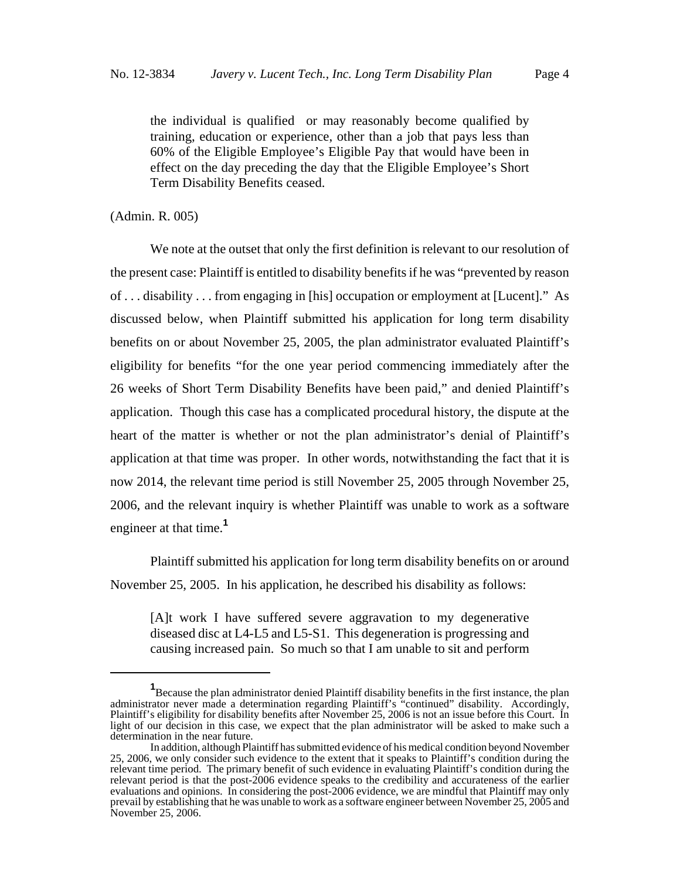> the individual is qualified or may reasonably become qualified by training, education or experience, other than a job that pays less than 60% of the Eligible Employee's Eligible Pay that would have been in effect on the day preceding the day that the Eligible Employee's Short Term Disability Benefits ceased.

(Admin. R. 005)

We note at the outset that only the first definition is relevant to our resolution of the present case: Plaintiff is entitled to disability benefits if he was "prevented by reason of . . . disability . . . from engaging in [his] occupation or employment at [Lucent]." As discussed below, when Plaintiff submitted his application for long term disability benefits on or about November 25, 2005, the plan administrator evaluated Plaintiff's eligibility for benefits "for the one year period commencing immediately after the 26 weeks of Short Term Disability Benefits have been paid," and denied Plaintiff's application. Though this case has a complicated procedural history, the dispute at the heart of the matter is whether or not the plan administrator's denial of Plaintiff's application at that time was proper. In other words, notwithstanding the fact that it is now 2014, the relevant time period is still November 25, 2005 through November 25, 2006, and the relevant inquiry is whether Plaintiff was unable to work as a software engineer at that time.[1]

Plaintiff submitted his application for long term disability benefits on or around November 25, 2005. In his application, he described his disability as follows:

> [A]t work I have suffered severe aggravation to my degenerative diseased disc at L4-L5 and L5-S1. This degeneration is progressing and causing increased pain. So much so that I am unable to sit and perform

---

[1] Because the plan administrator denied Plaintiff disability benefits in the first instance, the plan administrator never made a determination regarding Plaintiff's "continued" disability. Accordingly, Plaintiff's eligibility for disability benefits after November 25, 2006 is not an issue before this Court. In light of our decision in this case, we expect that the plan administrator will be asked to make such a determination in the near future.

In addition, although Plaintiff has submitted evidence of his medical condition beyond November 25, 2006, we only consider such evidence to the extent that it speaks to Plaintiff's condition during the relevant time period. The primary benefit of such evidence in evaluating Plaintiff's condition during the relevant period is that the post-2006 evidence speaks to the credibility and accurateness of the earlier evaluations and opinions. In considering the post-2006 evidence, we are mindful that Plaintiff may only prevail by establishing that he was unable to work as a software engineer between November 25, 2005 and November 25, 2006.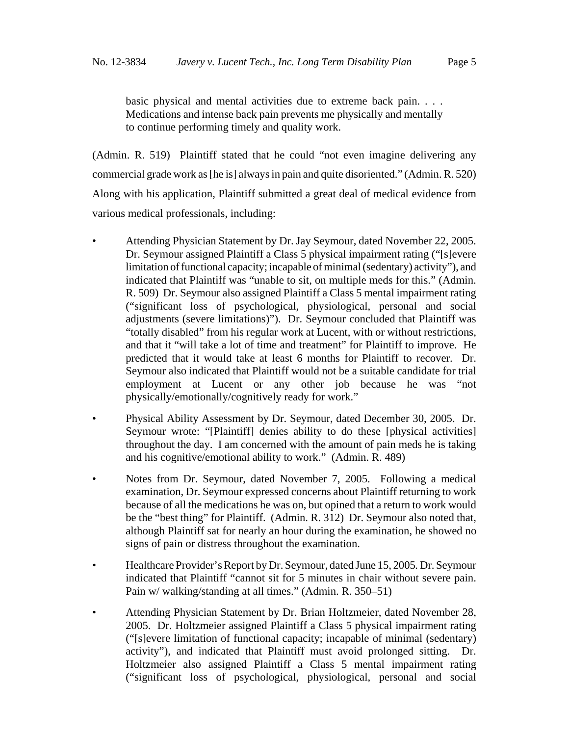> basic physical and mental activities due to extreme back pain. . . . Medications and intense back pain prevents me physically and mentally to continue performing timely and quality work.

(Admin. R. 519) Plaintiff stated that he could "not even imagine delivering any commercial grade work as [he is] always in pain and quite disoriented." (Admin. R. 520) Along with his application, Plaintiff submitted a great deal of medical evidence from various medical professionals, including:

- Attending Physician Statement by Dr. Jay Seymour, dated November 22, 2005. Dr. Seymour assigned Plaintiff a Class 5 physical impairment rating ("[s]evere limitation of functional capacity; incapable of minimal (sedentary) activity"), and indicated that Plaintiff was "unable to sit, on multiple meds for this." (Admin. R. 509) Dr. Seymour also assigned Plaintiff a Class 5 mental impairment rating ("significant loss of psychological, physiological, personal and social adjustments (severe limitations)"). Dr. Seymour concluded that Plaintiff was "totally disabled" from his regular work at Lucent, with or without restrictions, and that it "will take a lot of time and treatment" for Plaintiff to improve. He predicted that it would take at least 6 months for Plaintiff to recover. Dr. Seymour also indicated that Plaintiff would not be a suitable candidate for trial employment at Lucent or any other job because he was "not physically/emotionally/cognitively ready for work."

- Physical Ability Assessment by Dr. Seymour, dated December 30, 2005. Dr. Seymour wrote: "[Plaintiff] denies ability to do these [physical activities] throughout the day. I am concerned with the amount of pain meds he is taking and his cognitive/emotional ability to work." (Admin. R. 489)

- Notes from Dr. Seymour, dated November 7, 2005. Following a medical examination, Dr. Seymour expressed concerns about Plaintiff returning to work because of all the medications he was on, but opined that a return to work would be the "best thing" for Plaintiff. (Admin. R. 312) Dr. Seymour also noted that, although Plaintiff sat for nearly an hour during the examination, he showed no signs of pain or distress throughout the examination.

- Healthcare Provider's Report by Dr. Seymour, dated June 15, 2005. Dr. Seymour indicated that Plaintiff "cannot sit for 5 minutes in chair without severe pain. Pain w/ walking/standing at all times." (Admin. R. 350–51)

- Attending Physician Statement by Dr. Brian Holtzmeier, dated November 28, 2005. Dr. Holtzmeier assigned Plaintiff a Class 5 physical impairment rating ("[s]evere limitation of functional capacity; incapable of minimal (sedentary) activity"), and indicated that Plaintiff must avoid prolonged sitting. Dr. Holtzmeier also assigned Plaintiff a Class 5 mental impairment rating ("significant loss of psychological, physiological, personal and social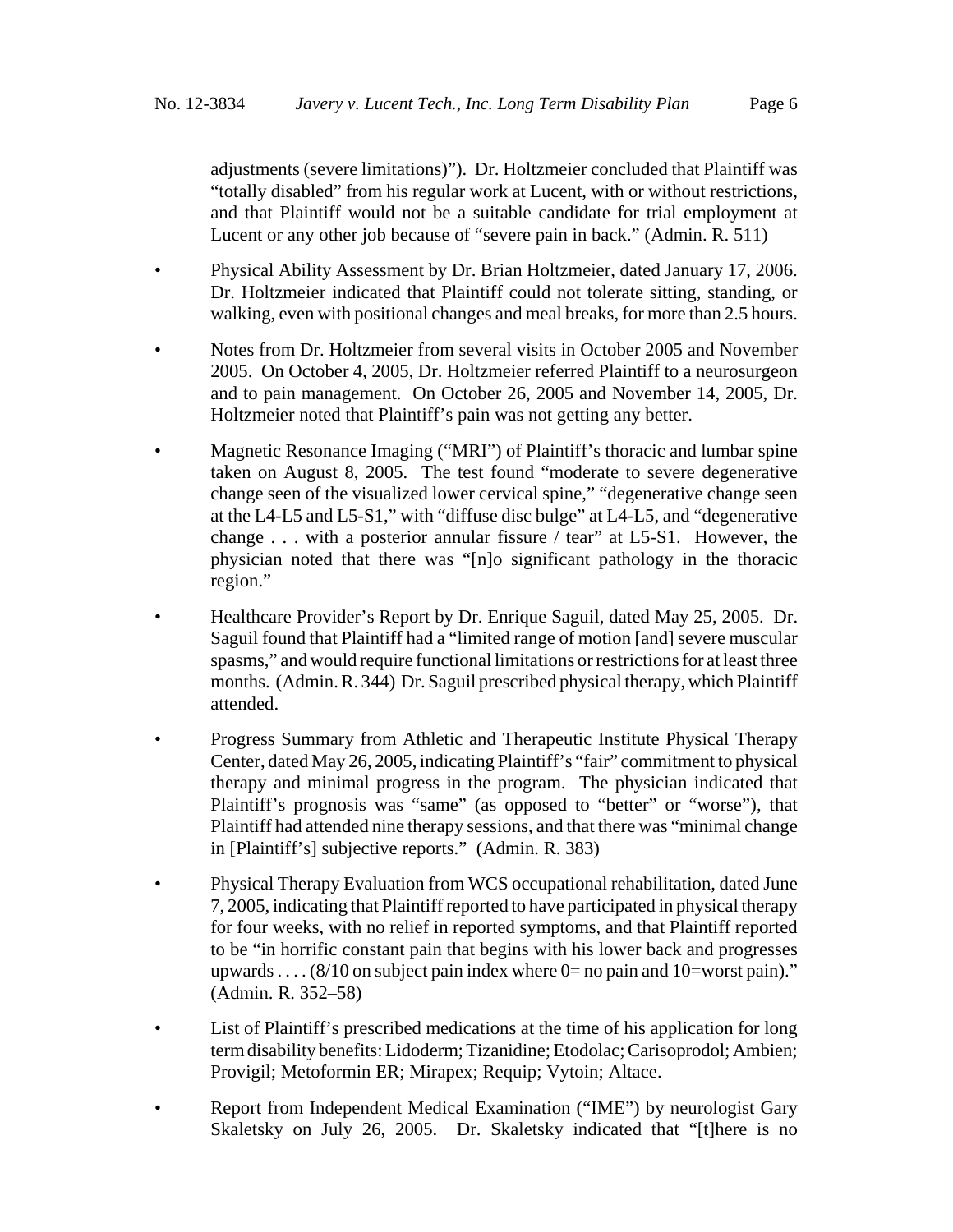adjustments (severe limitations)"). Dr. Holtzmeier concluded that Plaintiff was "totally disabled" from his regular work at Lucent, with or without restrictions, and that Plaintiff would not be a suitable candidate for trial employment at Lucent or any other job because of "severe pain in back." (Admin. R. 511)

- Physical Ability Assessment by Dr. Brian Holtzmeier, dated January 17, 2006. Dr. Holtzmeier indicated that Plaintiff could not tolerate sitting, standing, or walking, even with positional changes and meal breaks, for more than 2.5 hours.

- Notes from Dr. Holtzmeier from several visits in October 2005 and November 2005. On October 4, 2005, Dr. Holtzmeier referred Plaintiff to a neurosurgeon and to pain management. On October 26, 2005 and November 14, 2005, Dr. Holtzmeier noted that Plaintiff's pain was not getting any better.

- Magnetic Resonance Imaging ("MRI") of Plaintiff's thoracic and lumbar spine taken on August 8, 2005. The test found "moderate to severe degenerative change seen of the visualized lower cervical spine," "degenerative change seen at the L4-L5 and L5-S1," with "diffuse disc bulge" at L4-L5, and "degenerative change . . . with a posterior annular fissure / tear" at L5-S1. However, the physician noted that there was "[n]o significant pathology in the thoracic region."

- Healthcare Provider's Report by Dr. Enrique Saguil, dated May 25, 2005. Dr. Saguil found that Plaintiff had a "limited range of motion [and] severe muscular spasms," and would require functional limitations or restrictions for at least three months. (Admin. R. 344) Dr. Saguil prescribed physical therapy, which Plaintiff attended.

- Progress Summary from Athletic and Therapeutic Institute Physical Therapy Center, dated May 26, 2005, indicating Plaintiff's "fair" commitment to physical therapy and minimal progress in the program. The physician indicated that Plaintiff's prognosis was "same" (as opposed to "better" or "worse"), that Plaintiff had attended nine therapy sessions, and that there was "minimal change in [Plaintiff's] subjective reports." (Admin. R. 383)

- Physical Therapy Evaluation from WCS occupational rehabilitation, dated June 7, 2005, indicating that Plaintiff reported to have participated in physical therapy for four weeks, with no relief in reported symptoms, and that Plaintiff reported to be "in horrific constant pain that begins with his lower back and progresses upwards . . . . (8/10 on subject pain index where 0= no pain and 10=worst pain)." (Admin. R. 352–58)

- List of Plaintiff's prescribed medications at the time of his application for long term disability benefits: Lidoderm; Tizanidine; Etodolac; Carisoprodol; Ambien; Provigil; Metoformin ER; Mirapex; Requip; Vytoin; Altace.

- Report from Independent Medical Examination ("IME") by neurologist Gary Skaletsky on July 26, 2005. Dr. Skaletsky indicated that "[t]here is no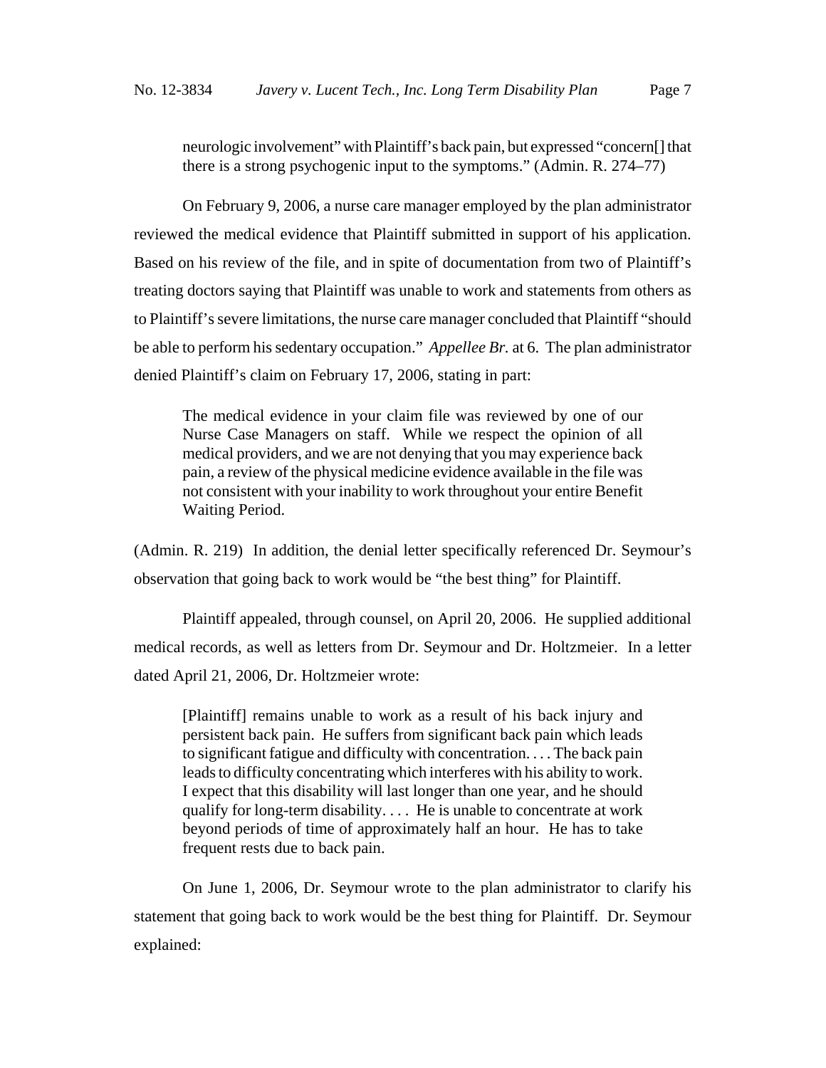> neurologic involvement" with Plaintiff's back pain, but expressed "concern[] that there is a strong psychogenic input to the symptoms." (Admin. R. 274–77)

On February 9, 2006, a nurse care manager employed by the plan administrator reviewed the medical evidence that Plaintiff submitted in support of his application. Based on his review of the file, and in spite of documentation from two of Plaintiff's treating doctors saying that Plaintiff was unable to work and statements from others as to Plaintiff's severe limitations, the nurse care manager concluded that Plaintiff "should be able to perform his sedentary occupation." *Appellee Br.* at 6. The plan administrator denied Plaintiff's claim on February 17, 2006, stating in part:

> The medical evidence in your claim file was reviewed by one of our Nurse Case Managers on staff. While we respect the opinion of all medical providers, and we are not denying that you may experience back pain, a review of the physical medicine evidence available in the file was not consistent with your inability to work throughout your entire Benefit Waiting Period.

(Admin. R. 219) In addition, the denial letter specifically referenced Dr. Seymour's observation that going back to work would be "the best thing" for Plaintiff.

Plaintiff appealed, through counsel, on April 20, 2006. He supplied additional medical records, as well as letters from Dr. Seymour and Dr. Holtzmeier. In a letter dated April 21, 2006, Dr. Holtzmeier wrote:

> [Plaintiff] remains unable to work as a result of his back injury and persistent back pain. He suffers from significant back pain which leads to significant fatigue and difficulty with concentration. . . . The back pain leads to difficulty concentrating which interferes with his ability to work. I expect that this disability will last longer than one year, and he should qualify for long-term disability. . . . He is unable to concentrate at work beyond periods of time of approximately half an hour. He has to take frequent rests due to back pain.

On June 1, 2006, Dr. Seymour wrote to the plan administrator to clarify his statement that going back to work would be the best thing for Plaintiff. Dr. Seymour explained: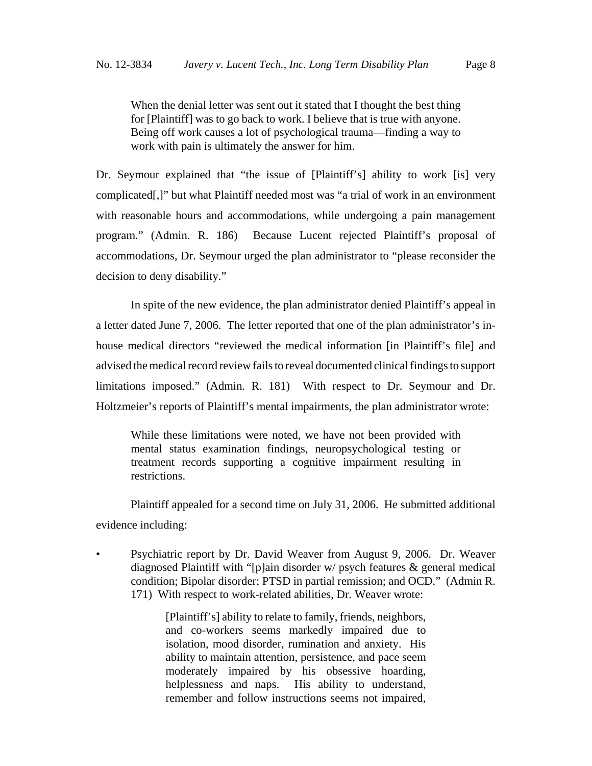When the denial letter was sent out it stated that I thought the best thing for [Plaintiff] was to go back to work. I believe that is true with anyone. Being off work causes a lot of psychological trauma—finding a way to work with pain is ultimately the answer for him.

Dr. Seymour explained that "the issue of [Plaintiff's] ability to work [is] very complicated[,]" but what Plaintiff needed most was "a trial of work in an environment with reasonable hours and accommodations, while undergoing a pain management program." (Admin. R. 186) Because Lucent rejected Plaintiff's proposal of accommodations, Dr. Seymour urged the plan administrator to "please reconsider the decision to deny disability."

In spite of the new evidence, the plan administrator denied Plaintiff's appeal in a letter dated June 7, 2006. The letter reported that one of the plan administrator's in-house medical directors "reviewed the medical information [in Plaintiff's file] and advised the medical record review fails to reveal documented clinical findings to support limitations imposed." (Admin. R. 181) With respect to Dr. Seymour and Dr. Holtzmeier's reports of Plaintiff's mental impairments, the plan administrator wrote:

> While these limitations were noted, we have not been provided with mental status examination findings, neuropsychological testing or treatment records supporting a cognitive impairment resulting in restrictions.

Plaintiff appealed for a second time on July 31, 2006. He submitted additional evidence including:

- Psychiatric report by Dr. David Weaver from August 9, 2006. Dr. Weaver diagnosed Plaintiff with "[p]ain disorder w/ psych features & general medical condition; Bipolar disorder; PTSD in partial remission; and OCD." (Admin R. 171) With respect to work-related abilities, Dr. Weaver wrote:

  > [Plaintiff's] ability to relate to family, friends, neighbors, and co-workers seems markedly impaired due to isolation, mood disorder, rumination and anxiety. His ability to maintain attention, persistence, and pace seem moderately impaired by his obsessive hoarding, helplessness and naps. His ability to understand, remember and follow instructions seems not impaired,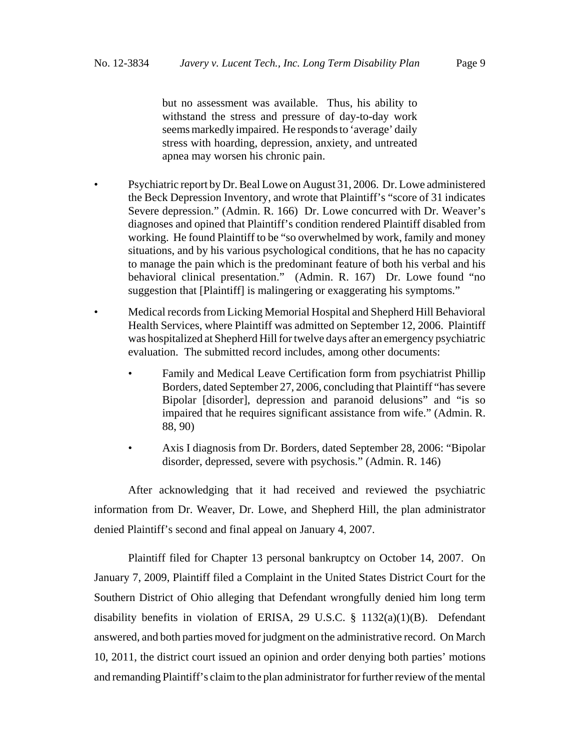> but no assessment was available. Thus, his ability to withstand the stress and pressure of day-to-day work seems markedly impaired. He responds to 'average' daily stress with hoarding, depression, anxiety, and untreated apnea may worsen his chronic pain.

- Psychiatric report by Dr. Beal Lowe on August 31, 2006. Dr. Lowe administered the Beck Depression Inventory, and wrote that Plaintiff's "score of 31 indicates Severe depression." (Admin. R. 166) Dr. Lowe concurred with Dr. Weaver's diagnoses and opined that Plaintiff's condition rendered Plaintiff disabled from working. He found Plaintiff to be "so overwhelmed by work, family and money situations, and by his various psychological conditions, that he has no capacity to manage the pain which is the predominant feature of both his verbal and his behavioral clinical presentation." (Admin. R. 167) Dr. Lowe found "no suggestion that [Plaintiff] is malingering or exaggerating his symptoms."
- Medical records from Licking Memorial Hospital and Shepherd Hill Behavioral Health Services, where Plaintiff was admitted on September 12, 2006. Plaintiff was hospitalized at Shepherd Hill for twelve days after an emergency psychiatric evaluation. The submitted record includes, among other documents:
    - Family and Medical Leave Certification form from psychiatrist Phillip Borders, dated September 27, 2006, concluding that Plaintiff "has severe Bipolar [disorder], depression and paranoid delusions" and "is so impaired that he requires significant assistance from wife." (Admin. R. 88, 90)
    - Axis I diagnosis from Dr. Borders, dated September 28, 2006: "Bipolar disorder, depressed, severe with psychosis." (Admin. R. 146)

After acknowledging that it had received and reviewed the psychiatric information from Dr. Weaver, Dr. Lowe, and Shepherd Hill, the plan administrator denied Plaintiff's second and final appeal on January 4, 2007.

Plaintiff filed for Chapter 13 personal bankruptcy on October 14, 2007. On January 7, 2009, Plaintiff filed a Complaint in the United States District Court for the Southern District of Ohio alleging that Defendant wrongfully denied him long term disability benefits in violation of ERISA, 29 U.S.C. § 1132(a)(1)(B). Defendant answered, and both parties moved for judgment on the administrative record. On March 10, 2011, the district court issued an opinion and order denying both parties' motions and remanding Plaintiff's claim to the plan administrator for further review of the mental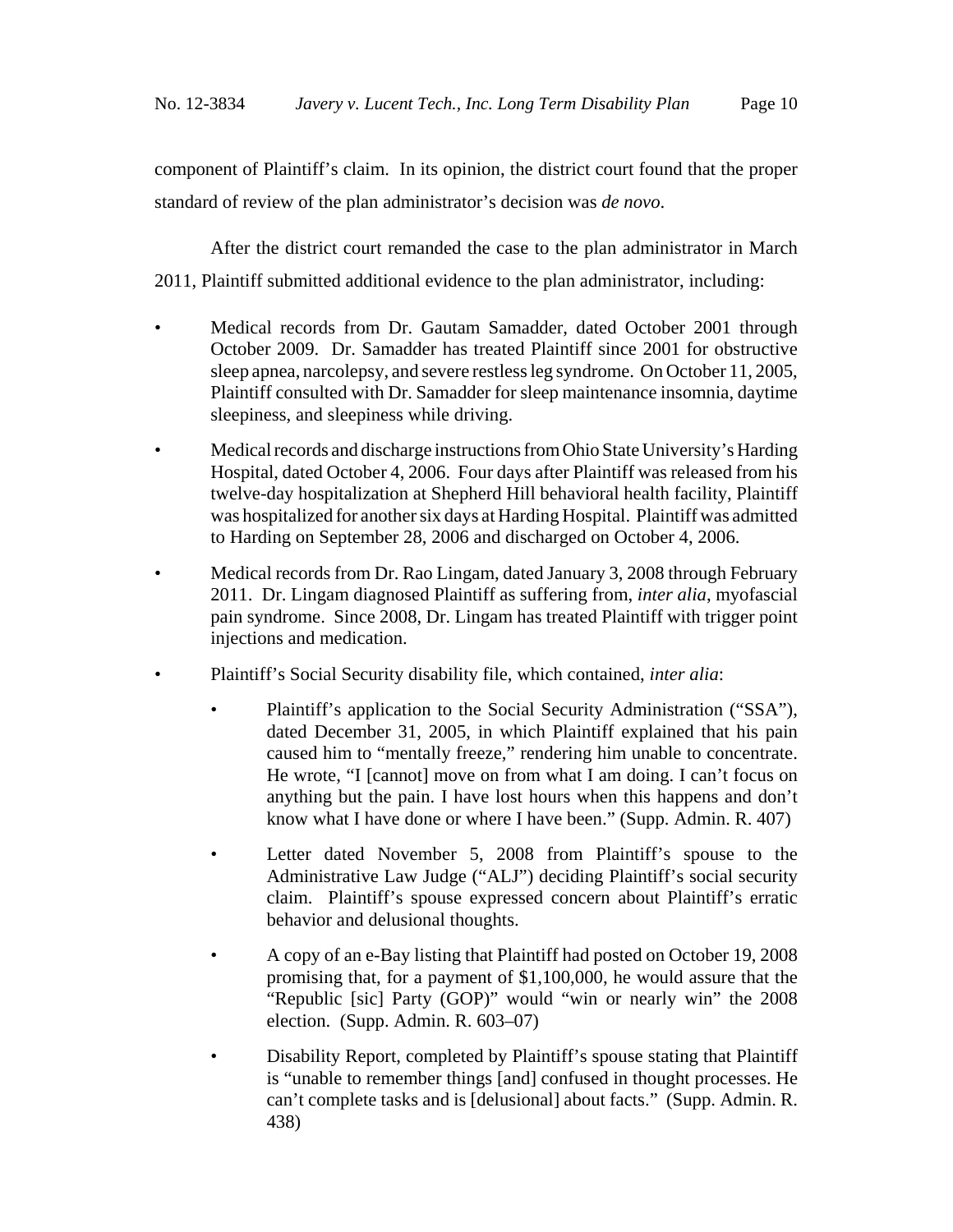component of Plaintiff's claim. In its opinion, the district court found that the proper standard of review of the plan administrator's decision was *de novo*.

After the district court remanded the case to the plan administrator in March 2011, Plaintiff submitted additional evidence to the plan administrator, including:

- Medical records from Dr. Gautam Samadder, dated October 2001 through October 2009. Dr. Samadder has treated Plaintiff since 2001 for obstructive sleep apnea, narcolepsy, and severe restless leg syndrome. On October 11, 2005, Plaintiff consulted with Dr. Samadder for sleep maintenance insomnia, daytime sleepiness, and sleepiness while driving.
- Medical records and discharge instructions from Ohio State University's Harding Hospital, dated October 4, 2006. Four days after Plaintiff was released from his twelve-day hospitalization at Shepherd Hill behavioral health facility, Plaintiff was hospitalized for another six days at Harding Hospital. Plaintiff was admitted to Harding on September 28, 2006 and discharged on October 4, 2006.
- Medical records from Dr. Rao Lingam, dated January 3, 2008 through February 2011. Dr. Lingam diagnosed Plaintiff as suffering from, *inter alia*, myofascial pain syndrome. Since 2008, Dr. Lingam has treated Plaintiff with trigger point injections and medication.
- Plaintiff's Social Security disability file, which contained, *inter alia*:
  - Plaintiff's application to the Social Security Administration ("SSA"), dated December 31, 2005, in which Plaintiff explained that his pain caused him to "mentally freeze," rendering him unable to concentrate. He wrote, "I [cannot] move on from what I am doing. I can't focus on anything but the pain. I have lost hours when this happens and don't know what I have done or where I have been." (Supp. Admin. R. 407)
  - Letter dated November 5, 2008 from Plaintiff's spouse to the Administrative Law Judge ("ALJ") deciding Plaintiff's social security claim. Plaintiff's spouse expressed concern about Plaintiff's erratic behavior and delusional thoughts.
  - A copy of an e-Bay listing that Plaintiff had posted on October 19, 2008 promising that, for a payment of $1,100,000, he would assure that the "Republic [sic] Party (GOP)" would "win or nearly win" the 2008 election. (Supp. Admin. R. 603–07)
  - Disability Report, completed by Plaintiff's spouse stating that Plaintiff is "unable to remember things [and] confused in thought processes. He can't complete tasks and is [delusional] about facts." (Supp. Admin. R. 438)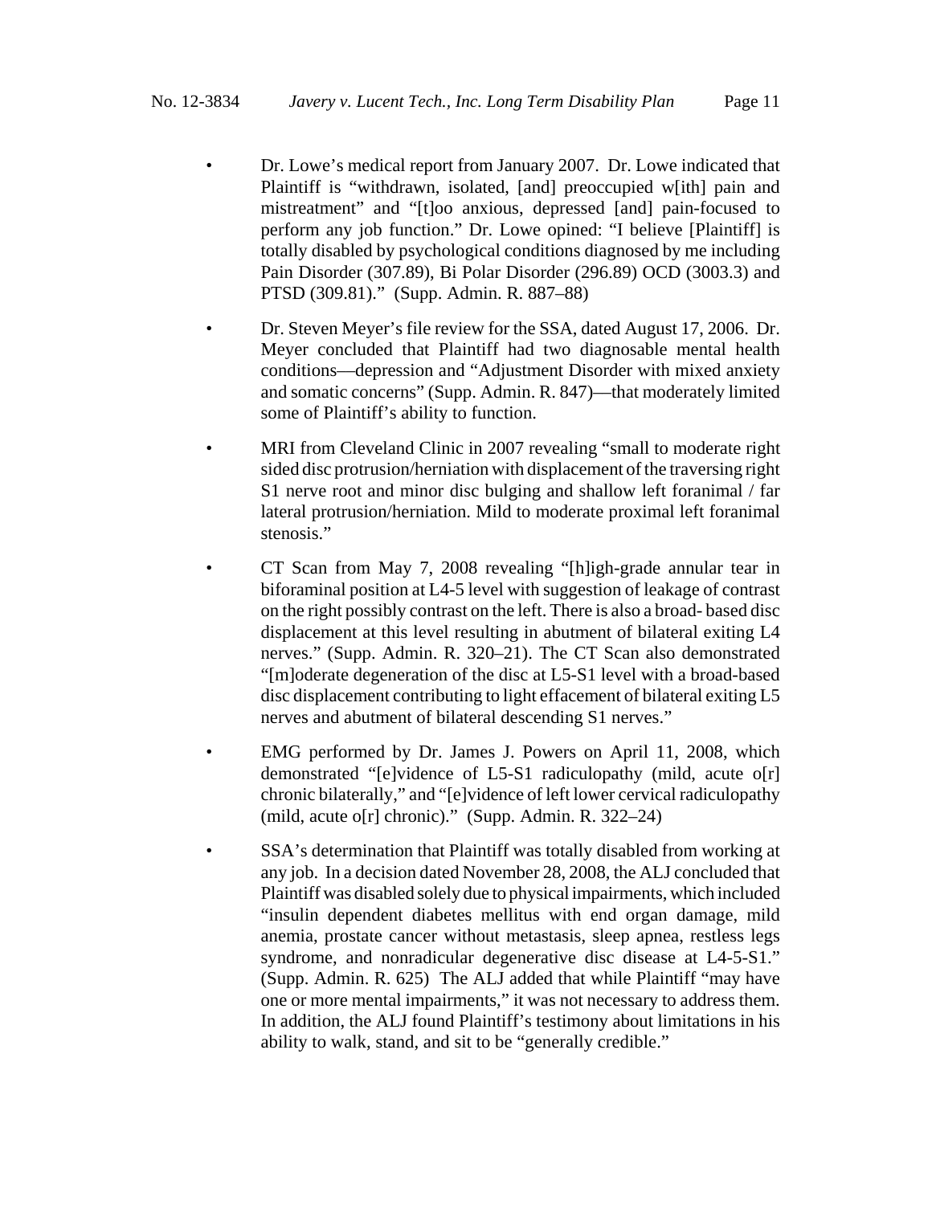- Dr. Lowe's medical report from January 2007. Dr. Lowe indicated that Plaintiff is "withdrawn, isolated, [and] preoccupied w[ith] pain and mistreatment" and "[t]oo anxious, depressed [and] pain-focused to perform any job function." Dr. Lowe opined: "I believe [Plaintiff] is totally disabled by psychological conditions diagnosed by me including Pain Disorder (307.89), Bi Polar Disorder (296.89) OCD (3003.3) and PTSD (309.81)." (Supp. Admin. R. 887–88)

- Dr. Steven Meyer's file review for the SSA, dated August 17, 2006. Dr. Meyer concluded that Plaintiff had two diagnosable mental health conditions—depression and "Adjustment Disorder with mixed anxiety and somatic concerns" (Supp. Admin. R. 847)—that moderately limited some of Plaintiff's ability to function.

- MRI from Cleveland Clinic in 2007 revealing "small to moderate right sided disc protrusion/herniation with displacement of the traversing right S1 nerve root and minor disc bulging and shallow left foranimal / far lateral protrusion/herniation. Mild to moderate proximal left foranimal stenosis."

- CT Scan from May 7, 2008 revealing "[h]igh-grade annular tear in biforaminal position at L4-5 level with suggestion of leakage of contrast on the right possibly contrast on the left. There is also a broad- based disc displacement at this level resulting in abutment of bilateral exiting L4 nerves." (Supp. Admin. R. 320–21). The CT Scan also demonstrated "[m]oderate degeneration of the disc at L5-S1 level with a broad-based disc displacement contributing to light effacement of bilateral exiting L5 nerves and abutment of bilateral descending S1 nerves."

- EMG performed by Dr. James J. Powers on April 11, 2008, which demonstrated "[e]vidence of L5-S1 radiculopathy (mild, acute o[r] chronic bilaterally," and "[e]vidence of left lower cervical radiculopathy (mild, acute o[r] chronic)." (Supp. Admin. R. 322–24)

- SSA's determination that Plaintiff was totally disabled from working at any job. In a decision dated November 28, 2008, the ALJ concluded that Plaintiff was disabled solely due to physical impairments, which included "insulin dependent diabetes mellitus with end organ damage, mild anemia, prostate cancer without metastasis, sleep apnea, restless legs syndrome, and nonradicular degenerative disc disease at L4-5-S1." (Supp. Admin. R. 625) The ALJ added that while Plaintiff "may have one or more mental impairments," it was not necessary to address them. In addition, the ALJ found Plaintiff's testimony about limitations in his ability to walk, stand, and sit to be "generally credible."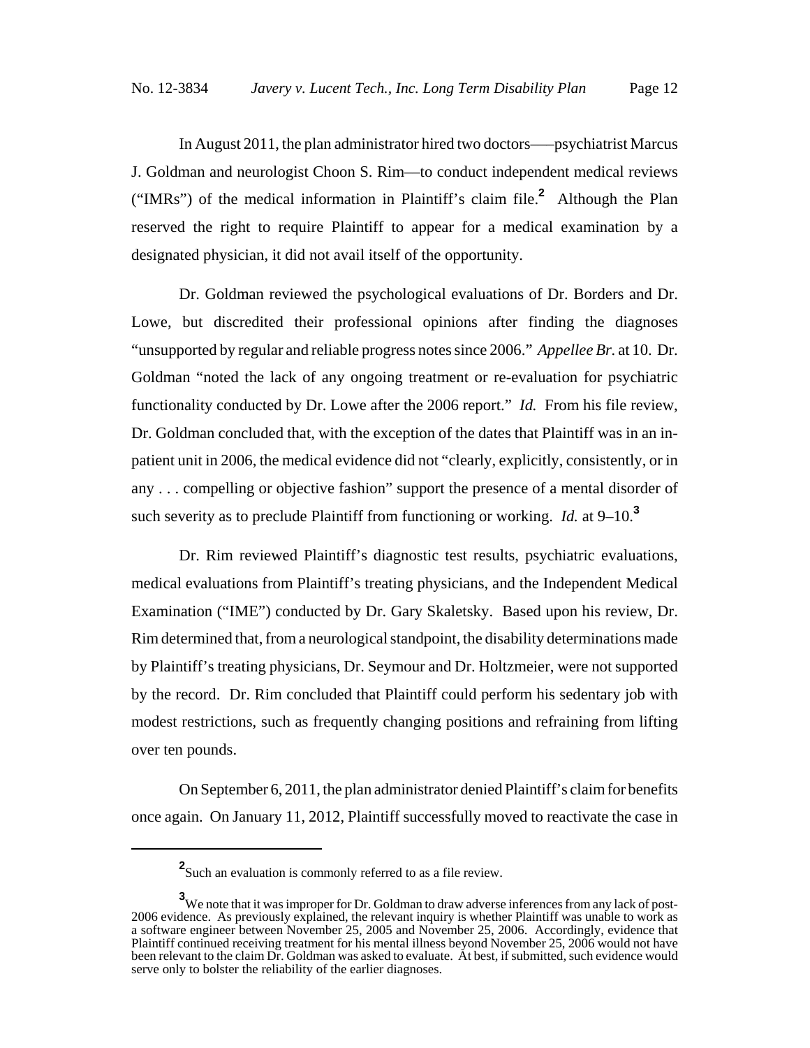In August 2011, the plan administrator hired two doctors—–psychiatrist Marcus J. Goldman and neurologist Choon S. Rim—to conduct independent medical reviews ("IMRs") of the medical information in Plaintiff's claim file.[2] Although the Plan reserved the right to require Plaintiff to appear for a medical examination by a designated physician, it did not avail itself of the opportunity.

Dr. Goldman reviewed the psychological evaluations of Dr. Borders and Dr. Lowe, but discredited their professional opinions after finding the diagnoses "unsupported by regular and reliable progress notes since 2006." *Appellee Br.* at 10. Dr. Goldman "noted the lack of any ongoing treatment or re-evaluation for psychiatric functionality conducted by Dr. Lowe after the 2006 report." *Id.* From his file review, Dr. Goldman concluded that, with the exception of the dates that Plaintiff was in an in-patient unit in 2006, the medical evidence did not "clearly, explicitly, consistently, or in any . . . compelling or objective fashion" support the presence of a mental disorder of such severity as to preclude Plaintiff from functioning or working. *Id.* at 9–10.[3]

Dr. Rim reviewed Plaintiff's diagnostic test results, psychiatric evaluations, medical evaluations from Plaintiff's treating physicians, and the Independent Medical Examination ("IME") conducted by Dr. Gary Skaletsky. Based upon his review, Dr. Rim determined that, from a neurological standpoint, the disability determinations made by Plaintiff's treating physicians, Dr. Seymour and Dr. Holtzmeier, were not supported by the record. Dr. Rim concluded that Plaintiff could perform his sedentary job with modest restrictions, such as frequently changing positions and refraining from lifting over ten pounds.

On September 6, 2011, the plan administrator denied Plaintiff's claim for benefits once again. On January 11, 2012, Plaintiff successfully moved to reactivate the case in

---

[2] Such an evaluation is commonly referred to as a file review.

[3] We note that it was improper for Dr. Goldman to draw adverse inferences from any lack of post-2006 evidence. As previously explained, the relevant inquiry is whether Plaintiff was unable to work as a software engineer between November 25, 2005 and November 25, 2006. Accordingly, evidence that Plaintiff continued receiving treatment for his mental illness beyond November 25, 2006 would not have been relevant to the claim Dr. Goldman was asked to evaluate. At best, if submitted, such evidence would serve only to bolster the reliability of the earlier diagnoses.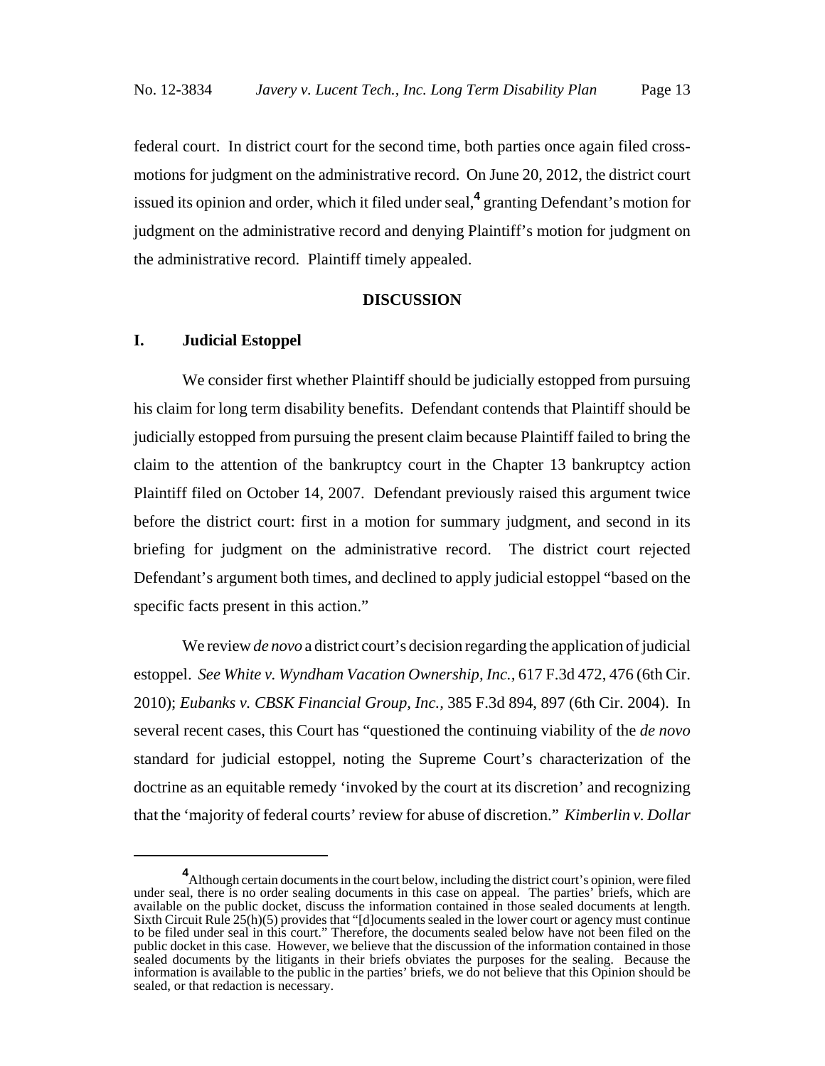federal court. In district court for the second time, both parties once again filed cross-motions for judgment on the administrative record. On June 20, 2012, the district court issued its opinion and order, which it filed under seal,[4] granting Defendant's motion for judgment on the administrative record and denying Plaintiff's motion for judgment on the administrative record. Plaintiff timely appealed.

## DISCUSSION

### I. Judicial Estoppel

We consider first whether Plaintiff should be judicially estopped from pursuing his claim for long term disability benefits. Defendant contends that Plaintiff should be judicially estopped from pursuing the present claim because Plaintiff failed to bring the claim to the attention of the bankruptcy court in the Chapter 13 bankruptcy action Plaintiff filed on October 14, 2007. Defendant previously raised this argument twice before the district court: first in a motion for summary judgment, and second in its briefing for judgment on the administrative record. The district court rejected Defendant's argument both times, and declined to apply judicial estoppel "based on the specific facts present in this action."

We review *de novo* a district court's decision regarding the application of judicial estoppel. *See White v. Wyndham Vacation Ownership, Inc.*, 617 F.3d 472, 476 (6th Cir. 2010); *Eubanks v. CBSK Financial Group, Inc.*, 385 F.3d 894, 897 (6th Cir. 2004). In several recent cases, this Court has "questioned the continuing viability of the *de novo* standard for judicial estoppel, noting the Supreme Court's characterization of the doctrine as an equitable remedy 'invoked by the court at its discretion' and recognizing that the 'majority of federal courts' review for abuse of discretion." *Kimberlin v. Dollar*

[4] Although certain documents in the court below, including the district court's opinion, were filed under seal, there is no order sealing documents in this case on appeal. The parties' briefs, which are available on the public docket, discuss the information contained in those sealed documents at length. Sixth Circuit Rule 25(h)(5) provides that "[d]ocuments sealed in the lower court or agency must continue to be filed under seal in this court." Therefore, the documents sealed below have not been filed on the public docket in this case. However, we believe that the discussion of the information contained in those sealed documents by the litigants in their briefs obviates the purposes for the sealing. Because the information is available to the public in the parties' briefs, we do not believe that this Opinion should be sealed, or that redaction is necessary.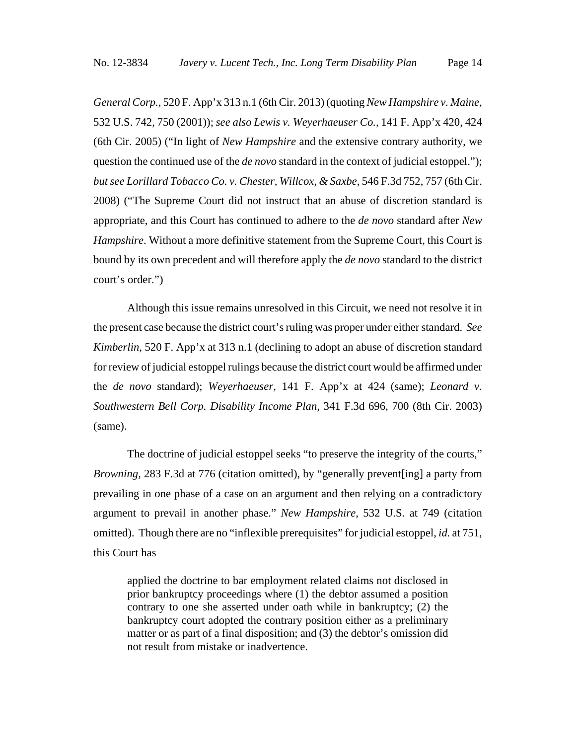*General Corp.*, 520 F. App'x 313 n.1 (6th Cir. 2013) (quoting *New Hampshire v. Maine*, 532 U.S. 742, 750 (2001)); *see also Lewis v. Weyerhaeuser Co.*, 141 F. App'x 420, 424 (6th Cir. 2005) ("In light of *New Hampshire* and the extensive contrary authority, we question the continued use of the *de novo* standard in the context of judicial estoppel."); *but see Lorillard Tobacco Co. v. Chester, Willcox, & Saxbe*, 546 F.3d 752, 757 (6th Cir. 2008) ("The Supreme Court did not instruct that an abuse of discretion standard is appropriate, and this Court has continued to adhere to the *de novo* standard after *New Hampshire*. Without a more definitive statement from the Supreme Court, this Court is bound by its own precedent and will therefore apply the *de novo* standard to the district court's order.")

Although this issue remains unresolved in this Circuit, we need not resolve it in the present case because the district court's ruling was proper under either standard. *See Kimberlin*, 520 F. App'x at 313 n.1 (declining to adopt an abuse of discretion standard for review of judicial estoppel rulings because the district court would be affirmed under the *de novo* standard); *Weyerhaeuser*, 141 F. App'x at 424 (same); *Leonard v. Southwestern Bell Corp. Disability Income Plan*, 341 F.3d 696, 700 (8th Cir. 2003) (same).

The doctrine of judicial estoppel seeks "to preserve the integrity of the courts," *Browning*, 283 F.3d at 776 (citation omitted), by "generally prevent[ing] a party from prevailing in one phase of a case on an argument and then relying on a contradictory argument to prevail in another phase." *New Hampshire*, 532 U.S. at 749 (citation omitted). Though there are no "inflexible prerequisites" for judicial estoppel, *id.* at 751, this Court has

> applied the doctrine to bar employment related claims not disclosed in prior bankruptcy proceedings where (1) the debtor assumed a position contrary to one she asserted under oath while in bankruptcy; (2) the bankruptcy court adopted the contrary position either as a preliminary matter or as part of a final disposition; and (3) the debtor's omission did not result from mistake or inadvertence.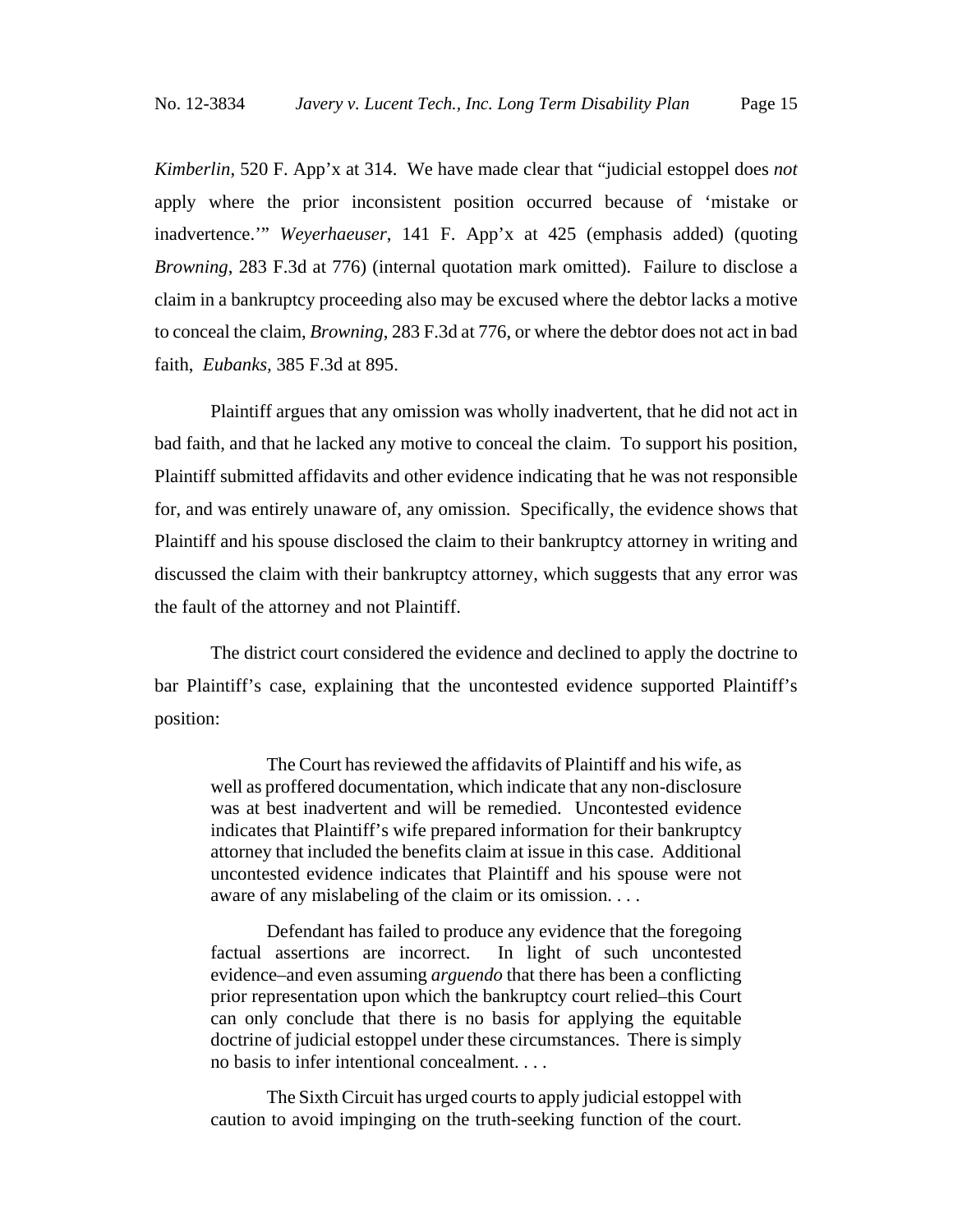*Kimberlin*, 520 F. App'x at 314. We have made clear that "judicial estoppel does *not* apply where the prior inconsistent position occurred because of 'mistake or inadvertence.'" *Weyerhaeuser*, 141 F. App'x at 425 (emphasis added) (quoting *Browning*, 283 F.3d at 776) (internal quotation mark omitted). Failure to disclose a claim in a bankruptcy proceeding also may be excused where the debtor lacks a motive to conceal the claim, *Browning*, 283 F.3d at 776, or where the debtor does not act in bad faith, *Eubanks*, 385 F.3d at 895.

Plaintiff argues that any omission was wholly inadvertent, that he did not act in bad faith, and that he lacked any motive to conceal the claim. To support his position, Plaintiff submitted affidavits and other evidence indicating that he was not responsible for, and was entirely unaware of, any omission. Specifically, the evidence shows that Plaintiff and his spouse disclosed the claim to their bankruptcy attorney in writing and discussed the claim with their bankruptcy attorney, which suggests that any error was the fault of the attorney and not Plaintiff.

The district court considered the evidence and declined to apply the doctrine to bar Plaintiff's case, explaining that the uncontested evidence supported Plaintiff's position:

> The Court has reviewed the affidavits of Plaintiff and his wife, as well as proffered documentation, which indicate that any non-disclosure was at best inadvertent and will be remedied. Uncontested evidence indicates that Plaintiff's wife prepared information for their bankruptcy attorney that included the benefits claim at issue in this case. Additional uncontested evidence indicates that Plaintiff and his spouse were not aware of any mislabeling of the claim or its omission. . . .
>
> Defendant has failed to produce any evidence that the foregoing factual assertions are incorrect. In light of such uncontested evidence–and even assuming *arguendo* that there has been a conflicting prior representation upon which the bankruptcy court relied–this Court can only conclude that there is no basis for applying the equitable doctrine of judicial estoppel under these circumstances. There is simply no basis to infer intentional concealment. . . .
>
> The Sixth Circuit has urged courts to apply judicial estoppel with caution to avoid impinging on the truth-seeking function of the court.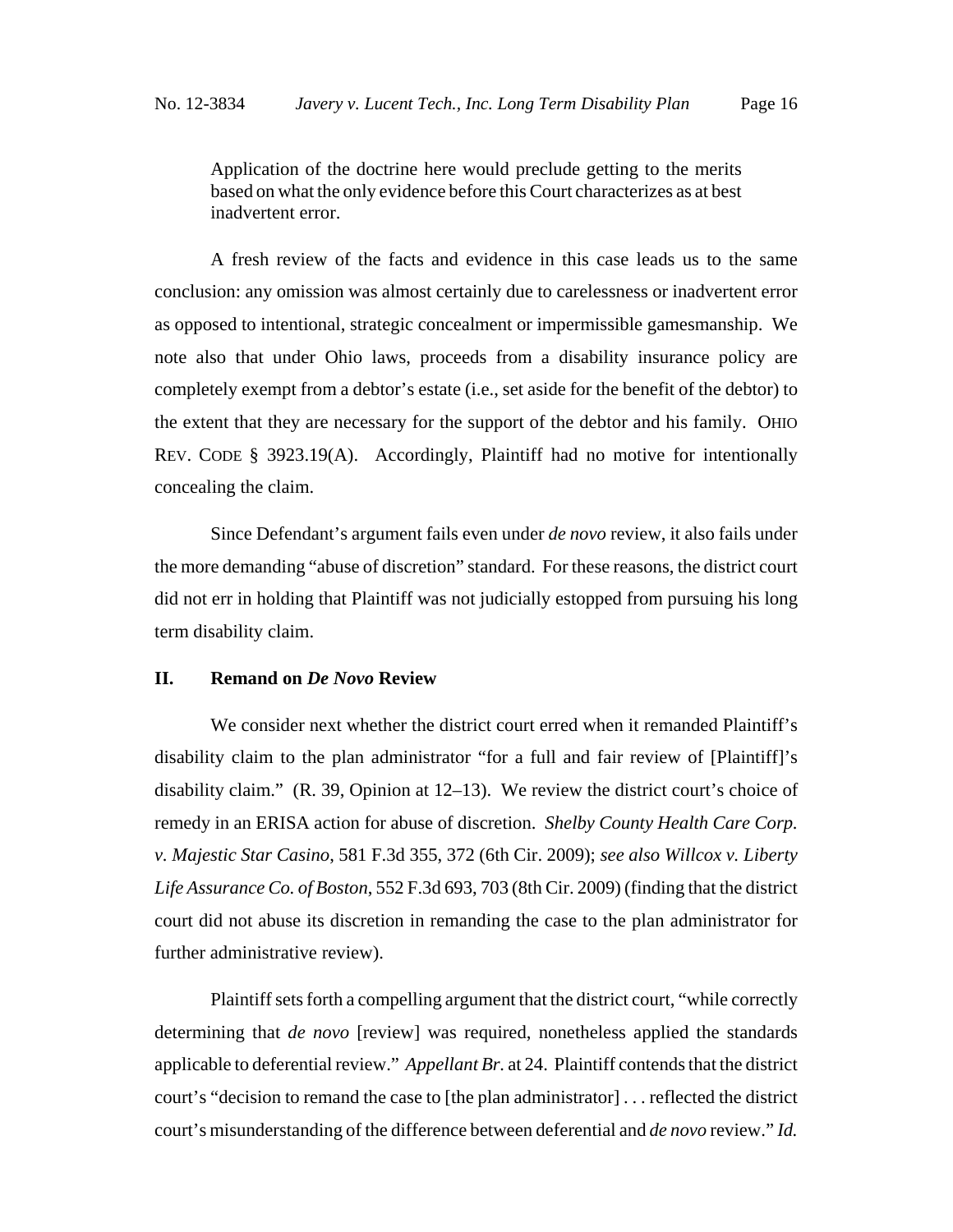> Application of the doctrine here would preclude getting to the merits based on what the only evidence before this Court characterizes as at best inadvertent error.

A fresh review of the facts and evidence in this case leads us to the same conclusion: any omission was almost certainly due to carelessness or inadvertent error as opposed to intentional, strategic concealment or impermissible gamesmanship. We note also that under Ohio laws, proceeds from a disability insurance policy are completely exempt from a debtor's estate (i.e., set aside for the benefit of the debtor) to the extent that they are necessary for the support of the debtor and his family. OHIO REV. CODE § 3923.19(A). Accordingly, Plaintiff had no motive for intentionally concealing the claim.

Since Defendant's argument fails even under *de novo* review, it also fails under the more demanding "abuse of discretion" standard. For these reasons, the district court did not err in holding that Plaintiff was not judicially estopped from pursuing his long term disability claim.

## II. Remand on *De Novo* Review

We consider next whether the district court erred when it remanded Plaintiff's disability claim to the plan administrator "for a full and fair review of [Plaintiff]'s disability claim." (R. 39, Opinion at 12–13). We review the district court's choice of remedy in an ERISA action for abuse of discretion. *Shelby County Health Care Corp. v. Majestic Star Casino*, 581 F.3d 355, 372 (6th Cir. 2009); *see also Willcox v. Liberty Life Assurance Co. of Boston*, 552 F.3d 693, 703 (8th Cir. 2009) (finding that the district court did not abuse its discretion in remanding the case to the plan administrator for further administrative review).

Plaintiff sets forth a compelling argument that the district court, "while correctly determining that *de novo* [review] was required, nonetheless applied the standards applicable to deferential review." *Appellant Br.* at 24. Plaintiff contends that the district court's "decision to remand the case to [the plan administrator] . . . reflected the district court's misunderstanding of the difference between deferential and *de novo* review." *Id.*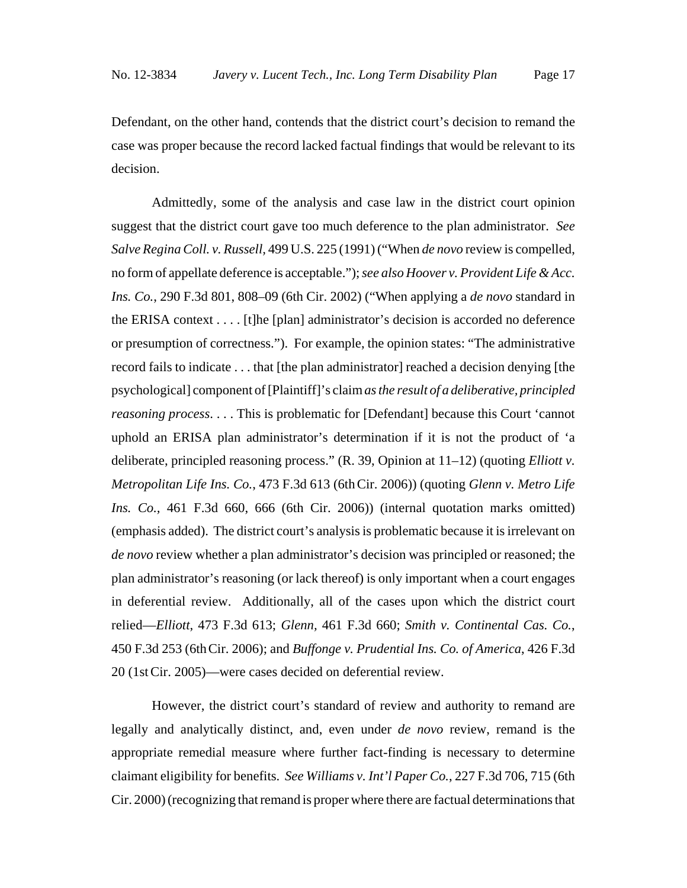Defendant, on the other hand, contends that the district court's decision to remand the case was proper because the record lacked factual findings that would be relevant to its decision.

Admittedly, some of the analysis and case law in the district court opinion suggest that the district court gave too much deference to the plan administrator. *See Salve Regina Coll. v. Russell*, 499 U.S. 225 (1991) ("When *de novo* review is compelled, no form of appellate deference is acceptable."); *see also Hoover v. Provident Life & Acc. Ins. Co.*, 290 F.3d 801, 808–09 (6th Cir. 2002) ("When applying a *de novo* standard in the ERISA context . . . . [t]he [plan] administrator's decision is accorded no deference or presumption of correctness."). For example, the opinion states: "The administrative record fails to indicate . . . that [the plan administrator] reached a decision denying [the psychological] component of [Plaintiff]'s claim *as the result of a deliberative, principled reasoning process*. . . . This is problematic for [Defendant] because this Court 'cannot uphold an ERISA plan administrator's determination if it is not the product of 'a deliberate, principled reasoning process." (R. 39, Opinion at 11–12) (quoting *Elliott v. Metropolitan Life Ins. Co.*, 473 F.3d 613 (6th Cir. 2006)) (quoting *Glenn v. Metro Life Ins. Co.*, 461 F.3d 660, 666 (6th Cir. 2006)) (internal quotation marks omitted) (emphasis added). The district court's analysis is problematic because it is irrelevant on *de novo* review whether a plan administrator's decision was principled or reasoned; the plan administrator's reasoning (or lack thereof) is only important when a court engages in deferential review. Additionally, all of the cases upon which the district court relied—*Elliott*, 473 F.3d 613; *Glenn*, 461 F.3d 660; *Smith v. Continental Cas. Co.*, 450 F.3d 253 (6th Cir. 2006); and *Buffonge v. Prudential Ins. Co. of America*, 426 F.3d 20 (1st Cir. 2005)—were cases decided on deferential review.

However, the district court's standard of review and authority to remand are legally and analytically distinct, and, even under *de novo* review, remand is the appropriate remedial measure where further fact-finding is necessary to determine claimant eligibility for benefits. *See Williams v. Int'l Paper Co.*, 227 F.3d 706, 715 (6th Cir. 2000) (recognizing that remand is proper where there are factual determinations that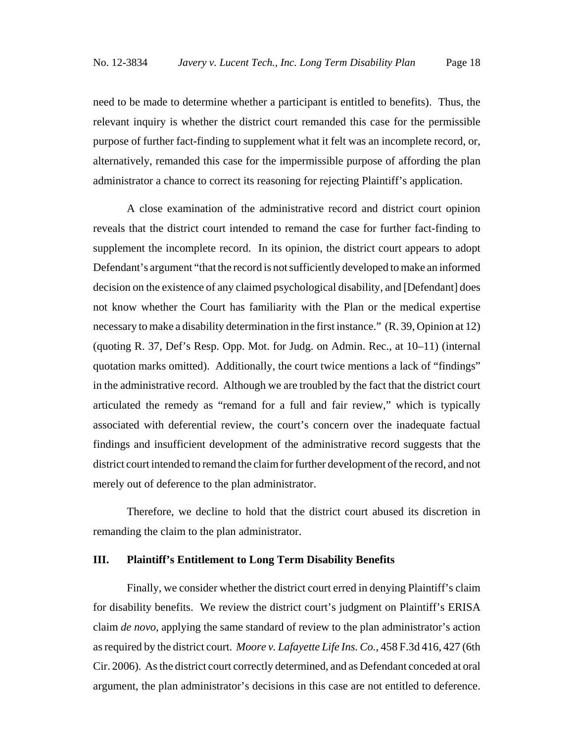need to be made to determine whether a participant is entitled to benefits). Thus, the relevant inquiry is whether the district court remanded this case for the permissible purpose of further fact-finding to supplement what it felt was an incomplete record, or, alternatively, remanded this case for the impermissible purpose of affording the plan administrator a chance to correct its reasoning for rejecting Plaintiff's application.

A close examination of the administrative record and district court opinion reveals that the district court intended to remand the case for further fact-finding to supplement the incomplete record. In its opinion, the district court appears to adopt Defendant's argument "that the record is not sufficiently developed to make an informed decision on the existence of any claimed psychological disability, and [Defendant] does not know whether the Court has familiarity with the Plan or the medical expertise necessary to make a disability determination in the first instance." (R. 39, Opinion at 12) (quoting R. 37, Def's Resp. Opp. Mot. for Judg. on Admin. Rec., at 10–11) (internal quotation marks omitted). Additionally, the court twice mentions a lack of "findings" in the administrative record. Although we are troubled by the fact that the district court articulated the remedy as "remand for a full and fair review," which is typically associated with deferential review, the court's concern over the inadequate factual findings and insufficient development of the administrative record suggests that the district court intended to remand the claim for further development of the record, and not merely out of deference to the plan administrator.

Therefore, we decline to hold that the district court abused its discretion in remanding the claim to the plan administrator.

### III. Plaintiff's Entitlement to Long Term Disability Benefits

Finally, we consider whether the district court erred in denying Plaintiff's claim for disability benefits. We review the district court's judgment on Plaintiff's ERISA claim *de novo*, applying the same standard of review to the plan administrator's action as required by the district court. *Moore v. Lafayette Life Ins. Co.*, 458 F.3d 416, 427 (6th Cir. 2006). As the district court correctly determined, and as Defendant conceded at oral argument, the plan administrator's decisions in this case are not entitled to deference.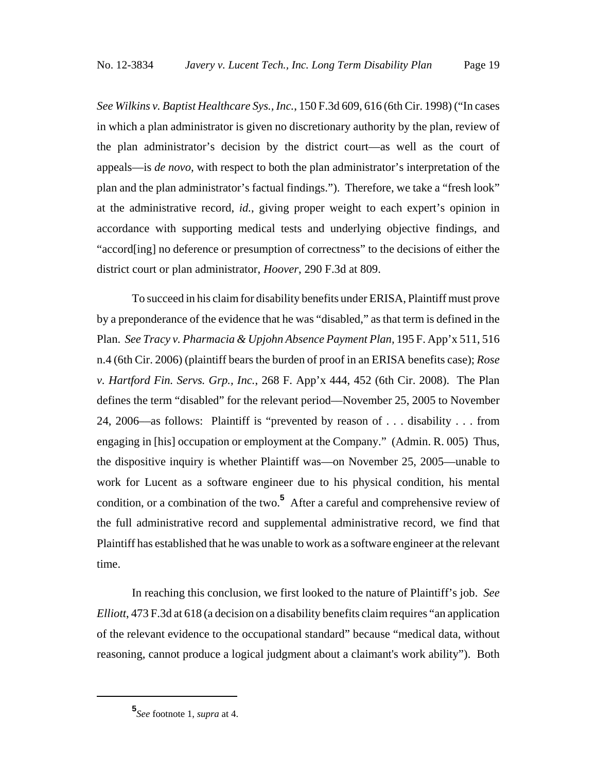*See Wilkins v. Baptist Healthcare Sys., Inc.*, 150 F.3d 609, 616 (6th Cir. 1998) ("In cases in which a plan administrator is given no discretionary authority by the plan, review of the plan administrator's decision by the district court—as well as the court of appeals—is *de novo,* with respect to both the plan administrator's interpretation of the plan and the plan administrator's factual findings."). Therefore, we take a "fresh look" at the administrative record, *id.*, giving proper weight to each expert's opinion in accordance with supporting medical tests and underlying objective findings, and "accord[ing] no deference or presumption of correctness" to the decisions of either the district court or plan administrator, *Hoover*, 290 F.3d at 809.

To succeed in his claim for disability benefits under ERISA, Plaintiff must prove by a preponderance of the evidence that he was "disabled," as that term is defined in the Plan. *See Tracy v. Pharmacia & Upjohn Absence Payment Plan,* 195 F. App'x 511, 516 n.4 (6th Cir. 2006) (plaintiff bears the burden of proof in an ERISA benefits case); *Rose v. Hartford Fin. Servs. Grp., Inc.*, 268 F. App'x 444, 452 (6th Cir. 2008). The Plan defines the term "disabled" for the relevant period—November 25, 2005 to November 24, 2006—as follows: Plaintiff is "prevented by reason of . . . disability . . . from engaging in [his] occupation or employment at the Company." (Admin. R. 005) Thus, the dispositive inquiry is whether Plaintiff was—on November 25, 2005—unable to work for Lucent as a software engineer due to his physical condition, his mental condition, or a combination of the two.[5] After a careful and comprehensive review of the full administrative record and supplemental administrative record, we find that Plaintiff has established that he was unable to work as a software engineer at the relevant time.

In reaching this conclusion, we first looked to the nature of Plaintiff's job. *See Elliott*, 473 F.3d at 618 (a decision on a disability benefits claim requires "an application of the relevant evidence to the occupational standard" because "medical data, without reasoning, cannot produce a logical judgment about a claimant's work ability"). Both

---

[5] *See* footnote 1, *supra* at 4.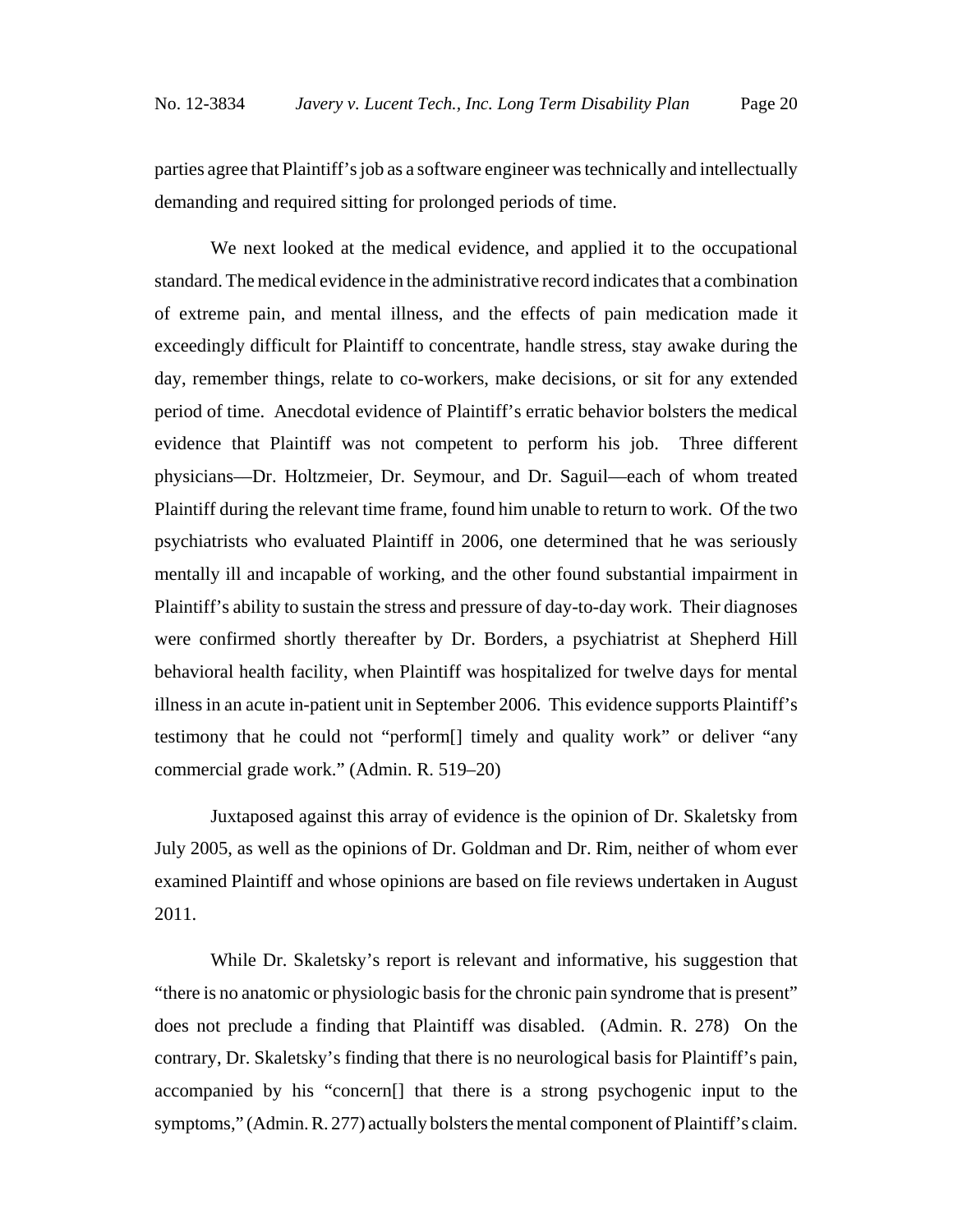parties agree that Plaintiff's job as a software engineer was technically and intellectually demanding and required sitting for prolonged periods of time.

We next looked at the medical evidence, and applied it to the occupational standard. The medical evidence in the administrative record indicates that a combination of extreme pain, and mental illness, and the effects of pain medication made it exceedingly difficult for Plaintiff to concentrate, handle stress, stay awake during the day, remember things, relate to co-workers, make decisions, or sit for any extended period of time. Anecdotal evidence of Plaintiff's erratic behavior bolsters the medical evidence that Plaintiff was not competent to perform his job. Three different physicians—Dr. Holtzmeier, Dr. Seymour, and Dr. Saguil—each of whom treated Plaintiff during the relevant time frame, found him unable to return to work. Of the two psychiatrists who evaluated Plaintiff in 2006, one determined that he was seriously mentally ill and incapable of working, and the other found substantial impairment in Plaintiff's ability to sustain the stress and pressure of day-to-day work. Their diagnoses were confirmed shortly thereafter by Dr. Borders, a psychiatrist at Shepherd Hill behavioral health facility, when Plaintiff was hospitalized for twelve days for mental illness in an acute in-patient unit in September 2006. This evidence supports Plaintiff's testimony that he could not "perform[] timely and quality work" or deliver "any commercial grade work." (Admin. R. 519–20)

Juxtaposed against this array of evidence is the opinion of Dr. Skaletsky from July 2005, as well as the opinions of Dr. Goldman and Dr. Rim, neither of whom ever examined Plaintiff and whose opinions are based on file reviews undertaken in August 2011.

While Dr. Skaletsky's report is relevant and informative, his suggestion that "there is no anatomic or physiologic basis for the chronic pain syndrome that is present" does not preclude a finding that Plaintiff was disabled. (Admin. R. 278) On the contrary, Dr. Skaletsky's finding that there is no neurological basis for Plaintiff's pain, accompanied by his "concern[] that there is a strong psychogenic input to the symptoms," (Admin. R. 277) actually bolsters the mental component of Plaintiff's claim.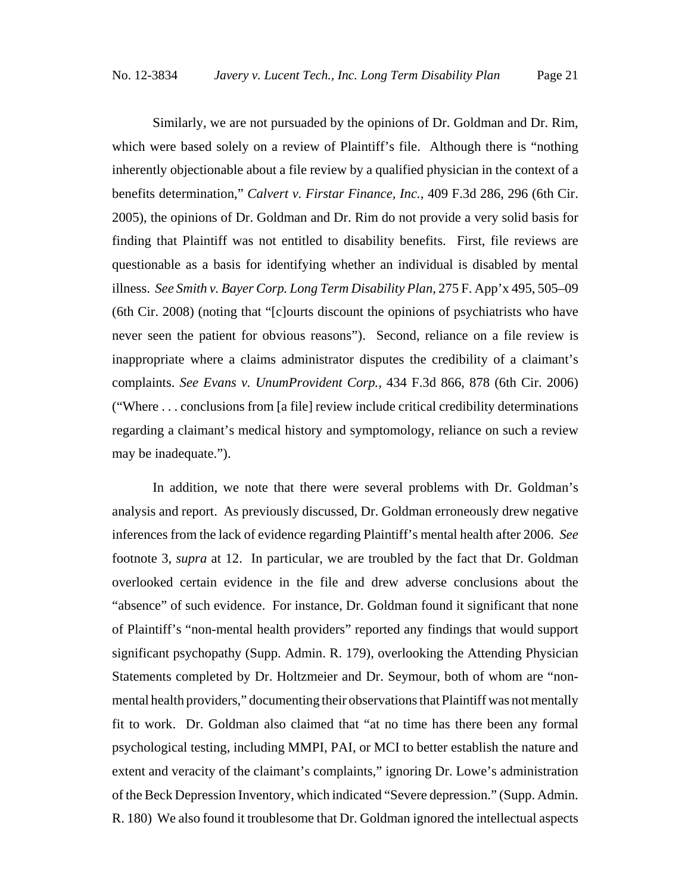Similarly, we are not persuaded by the opinions of Dr. Goldman and Dr. Rim, which were based solely on a review of Plaintiff's file. Although there is "nothing inherently objectionable about a file review by a qualified physician in the context of a benefits determination," *Calvert v. Firstar Finance, Inc.*, 409 F.3d 286, 296 (6th Cir. 2005), the opinions of Dr. Goldman and Dr. Rim do not provide a very solid basis for finding that Plaintiff was not entitled to disability benefits. First, file reviews are questionable as a basis for identifying whether an individual is disabled by mental illness. *See Smith v. Bayer Corp. Long Term Disability Plan*, 275 F. App'x 495, 505–09 (6th Cir. 2008) (noting that "[c]ourts discount the opinions of psychiatrists who have never seen the patient for obvious reasons"). Second, reliance on a file review is inappropriate where a claims administrator disputes the credibility of a claimant's complaints. *See Evans v. UnumProvident Corp.*, 434 F.3d 866, 878 (6th Cir. 2006) ("Where . . . conclusions from [a file] review include critical credibility determinations regarding a claimant's medical history and symptomology, reliance on such a review may be inadequate.").

In addition, we note that there were several problems with Dr. Goldman's analysis and report. As previously discussed, Dr. Goldman erroneously drew negative inferences from the lack of evidence regarding Plaintiff's mental health after 2006. *See* footnote 3, *supra* at 12. In particular, we are troubled by the fact that Dr. Goldman overlooked certain evidence in the file and drew adverse conclusions about the "absence" of such evidence. For instance, Dr. Goldman found it significant that none of Plaintiff's "non-mental health providers" reported any findings that would support significant psychopathy (Supp. Admin. R. 179), overlooking the Attending Physician Statements completed by Dr. Holtzmeier and Dr. Seymour, both of whom are "non-mental health providers," documenting their observations that Plaintiff was not mentally fit to work. Dr. Goldman also claimed that "at no time has there been any formal psychological testing, including MMPI, PAI, or MCI to better establish the nature and extent and veracity of the claimant's complaints," ignoring Dr. Lowe's administration of the Beck Depression Inventory, which indicated "Severe depression." (Supp. Admin. R. 180) We also found it troublesome that Dr. Goldman ignored the intellectual aspects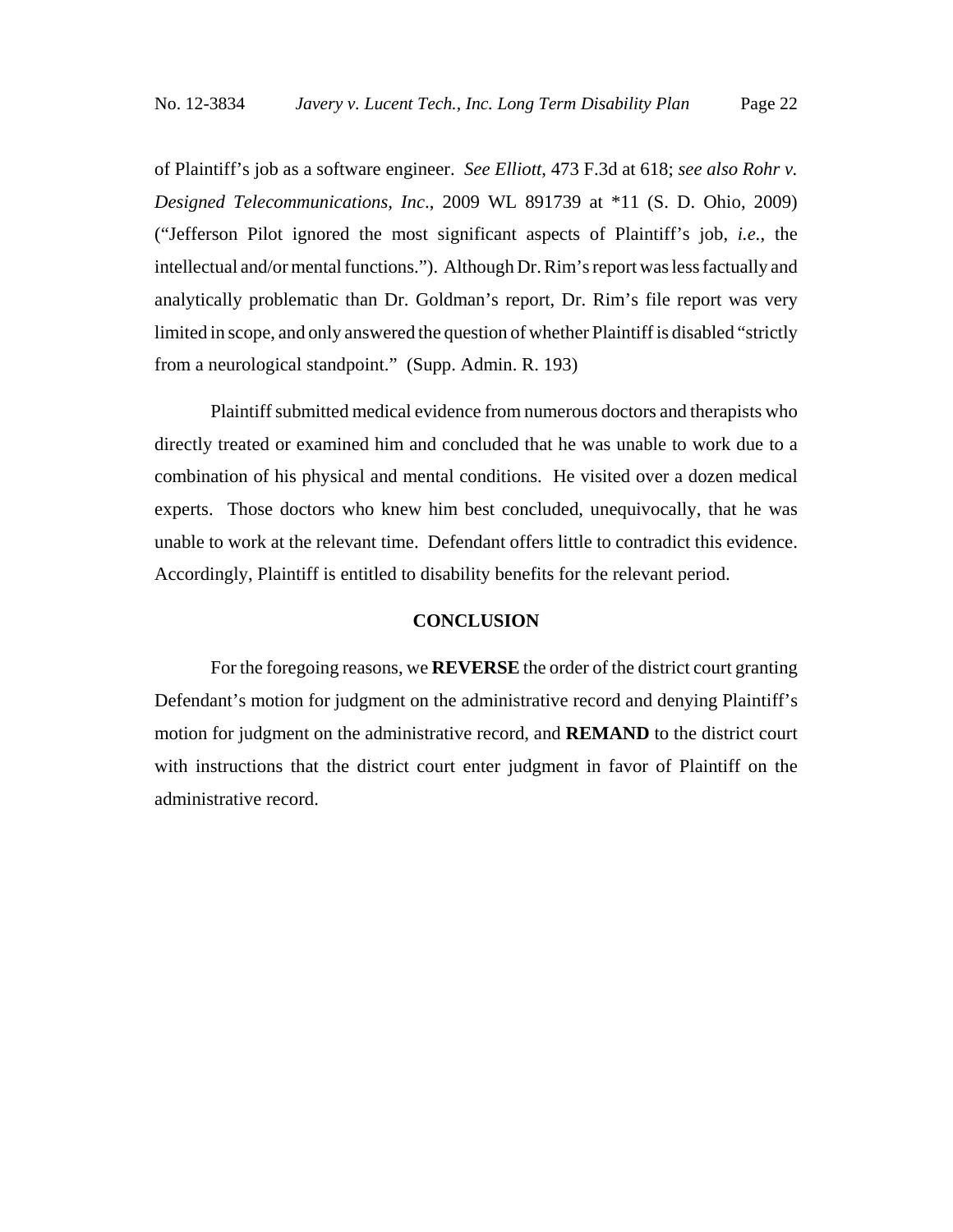of Plaintiff's job as a software engineer. *See Elliott*, 473 F.3d at 618; *see also Rohr v. Designed Telecommunications, Inc.*, 2009 WL 891739 at *11 (S. D. Ohio, 2009) ("Jefferson Pilot ignored the most significant aspects of Plaintiff's job, *i.e.*, the intellectual and/or mental functions."). Although Dr. Rim's report was less factually and analytically problematic than Dr. Goldman's report, Dr. Rim's file report was very limited in scope, and only answered the question of whether Plaintiff is disabled "strictly from a neurological standpoint." (Supp. Admin. R. 193)

Plaintiff submitted medical evidence from numerous doctors and therapists who directly treated or examined him and concluded that he was unable to work due to a combination of his physical and mental conditions. He visited over a dozen medical experts. Those doctors who knew him best concluded, unequivocally, that he was unable to work at the relevant time. Defendant offers little to contradict this evidence. Accordingly, Plaintiff is entitled to disability benefits for the relevant period.

## CONCLUSION

For the foregoing reasons, we **REVERSE** the order of the district court granting Defendant's motion for judgment on the administrative record and denying Plaintiff's motion for judgment on the administrative record, and **REMAND** to the district court with instructions that the district court enter judgment in favor of Plaintiff on the administrative record.